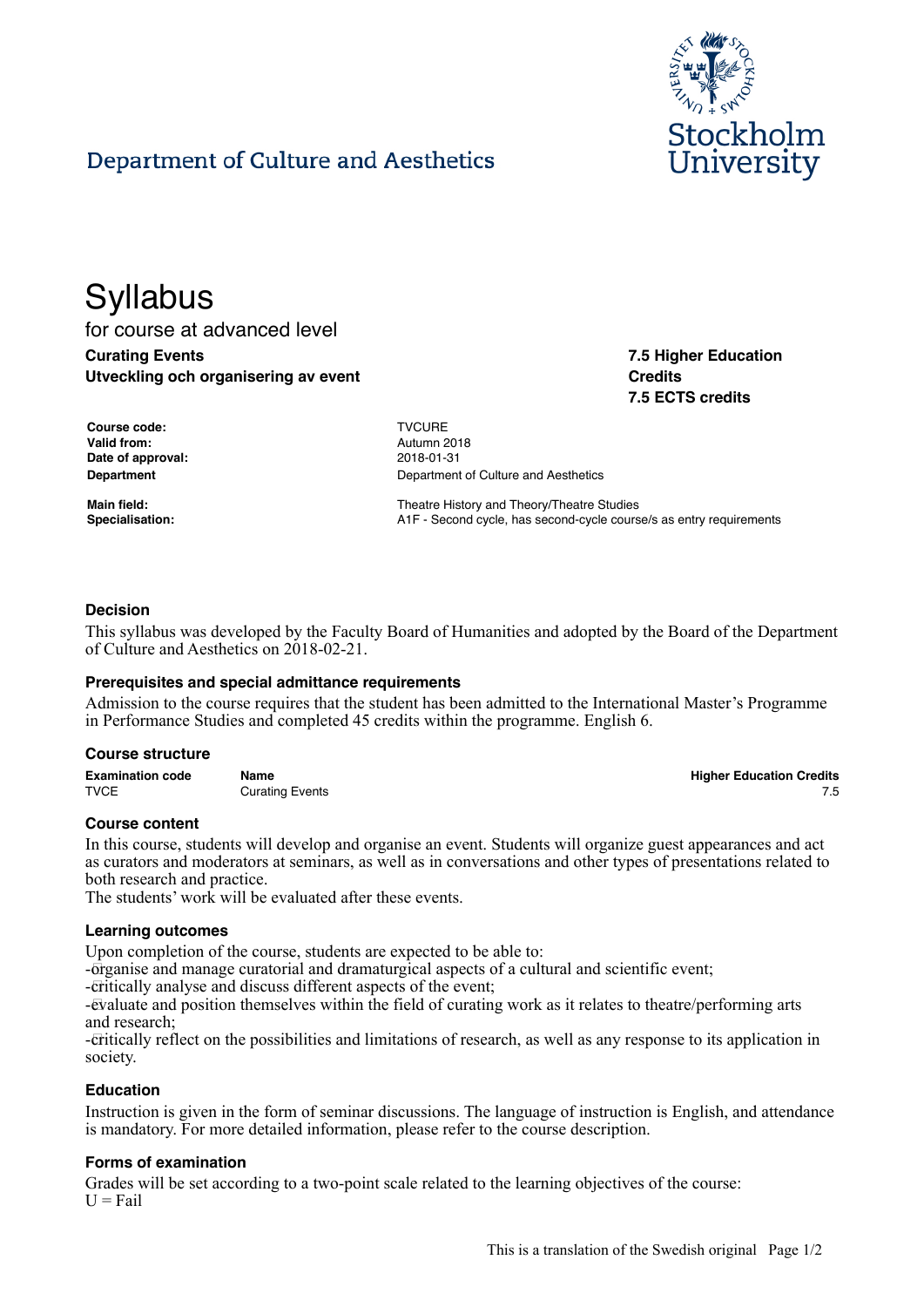Department of Culture and Aesthetics

Stockholm University

# Syllabus

for course at advanced level

**Curating Events**
**Utveckling och organisering av event**

**7.5 Higher Education Credits**
**7.5 ECTS credits**

| | |
|---|---|
| **Course code:** | TVCURE |
| **Valid from:** | Autumn 2018 |
| **Date of approval:** | 2018-01-31 |
| **Department** | Department of Culture and Aesthetics |
| **Main field:** | Theatre History and Theory/Theatre Studies |
| **Specialisation:** | A1F - Second cycle, has second-cycle course/s as entry requirements |

### Decision

This syllabus was developed by the Faculty Board of Humanities and adopted by the Board of the Department of Culture and Aesthetics on 2018-02-21.

### Prerequisites and special admittance requirements

Admission to the course requires that the student has been admitted to the International Master's Programme in Performance Studies and completed 45 credits within the programme. English 6.

### Course structure

| Examination code | Name | Higher Education Credits |
|---|---|---|
| TVCE | Curating Events | 7.5 |

### Course content

In this course, students will develop and organise an event. Students will organize guest appearances and act as curators and moderators at seminars, as well as in conversations and other types of presentations related to both research and practice.
The students' work will be evaluated after these events.

### Learning outcomes

Upon completion of the course, students are expected to be able to:
-organise and manage curatorial and dramaturgical aspects of a cultural and scientific event;
-critically analyse and discuss different aspects of the event;
-evaluate and position themselves within the field of curating work as it relates to theatre/performing arts and research;
-critically reflect on the possibilities and limitations of research, as well as any response to its application in society.

### Education

Instruction is given in the form of seminar discussions. The language of instruction is English, and attendance is mandatory. For more detailed information, please refer to the course description.

### Forms of examination

Grades will be set according to a two-point scale related to the learning objectives of the course:
U = Fail

This is a translation of the Swedish original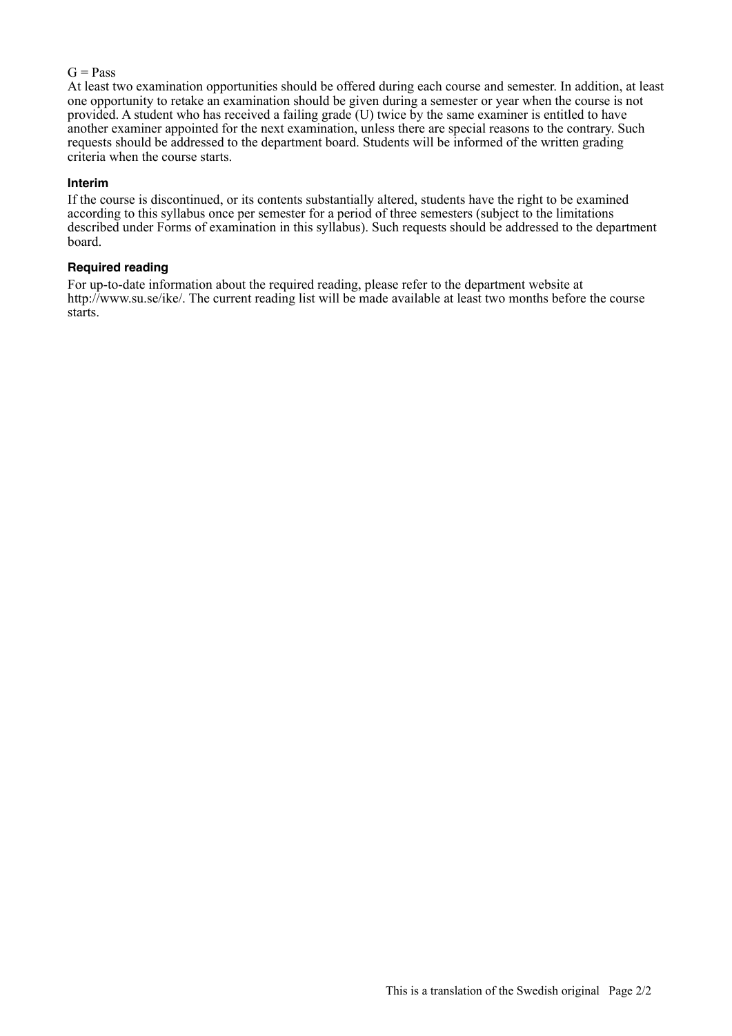G = Pass

At least two examination opportunities should be offered during each course and semester. In addition, at least one opportunity to retake an examination should be given during a semester or year when the course is not provided. A student who has received a failing grade (U) twice by the same examiner is entitled to have another examiner appointed for the next examination, unless there are special reasons to the contrary. Such requests should be addressed to the department board. Students will be informed of the written grading criteria when the course starts.

### Interim

If the course is discontinued, or its contents substantially altered, students have the right to be examined according to this syllabus once per semester for a period of three semesters (subject to the limitations described under Forms of examination in this syllabus). Such requests should be addressed to the department board.

### Required reading

For up-to-date information about the required reading, please refer to the department website at http://www.su.se/ike/. The current reading list will be made available at least two months before the course starts.

This is a translation of the Swedish original